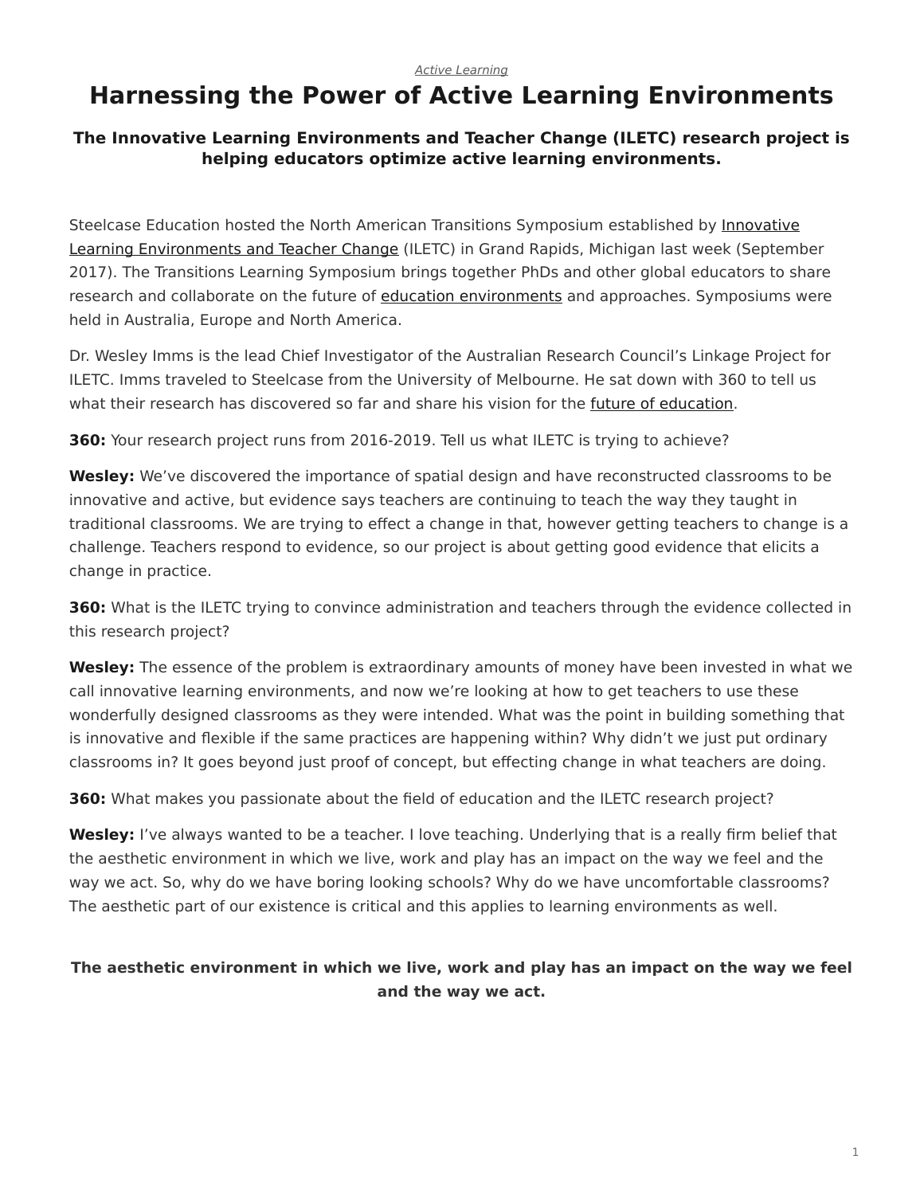*Active Learning*

# Harnessing the Power of Active Learning Environments

### The Innovative Learning Environments and Teacher Change (ILETC) research project is helping educators optimize active learning environments.

Steelcase Education hosted the North American Transitions Symposium established by Innovative Learning Environments and Teacher Change (ILETC) in Grand Rapids, Michigan last week (September 2017). The Transitions Learning Symposium brings together PhDs and other global educators to share research and collaborate on the future of education environments and approaches. Symposiums were held in Australia, Europe and North America.

Dr. Wesley Imms is the lead Chief Investigator of the Australian Research Council's Linkage Project for ILETC. Imms traveled to Steelcase from the University of Melbourne. He sat down with 360 to tell us what their research has discovered so far and share his vision for the future of education.

**360:** Your research project runs from 2016-2019. Tell us what ILETC is trying to achieve?

**Wesley:** We've discovered the importance of spatial design and have reconstructed classrooms to be innovative and active, but evidence says teachers are continuing to teach the way they taught in traditional classrooms. We are trying to effect a change in that, however getting teachers to change is a challenge. Teachers respond to evidence, so our project is about getting good evidence that elicits a change in practice.

**360:** What is the ILETC trying to convince administration and teachers through the evidence collected in this research project?

**Wesley:** The essence of the problem is extraordinary amounts of money have been invested in what we call innovative learning environments, and now we're looking at how to get teachers to use these wonderfully designed classrooms as they were intended. What was the point in building something that is innovative and flexible if the same practices are happening within? Why didn't we just put ordinary classrooms in? It goes beyond just proof of concept, but effecting change in what teachers are doing.

**360:** What makes you passionate about the field of education and the ILETC research project?

**Wesley:** I've always wanted to be a teacher. I love teaching. Underlying that is a really firm belief that the aesthetic environment in which we live, work and play has an impact on the way we feel and the way we act. So, why do we have boring looking schools? Why do we have uncomfortable classrooms? The aesthetic part of our existence is critical and this applies to learning environments as well.

**The aesthetic environment in which we live, work and play has an impact on the way we feel and the way we act.**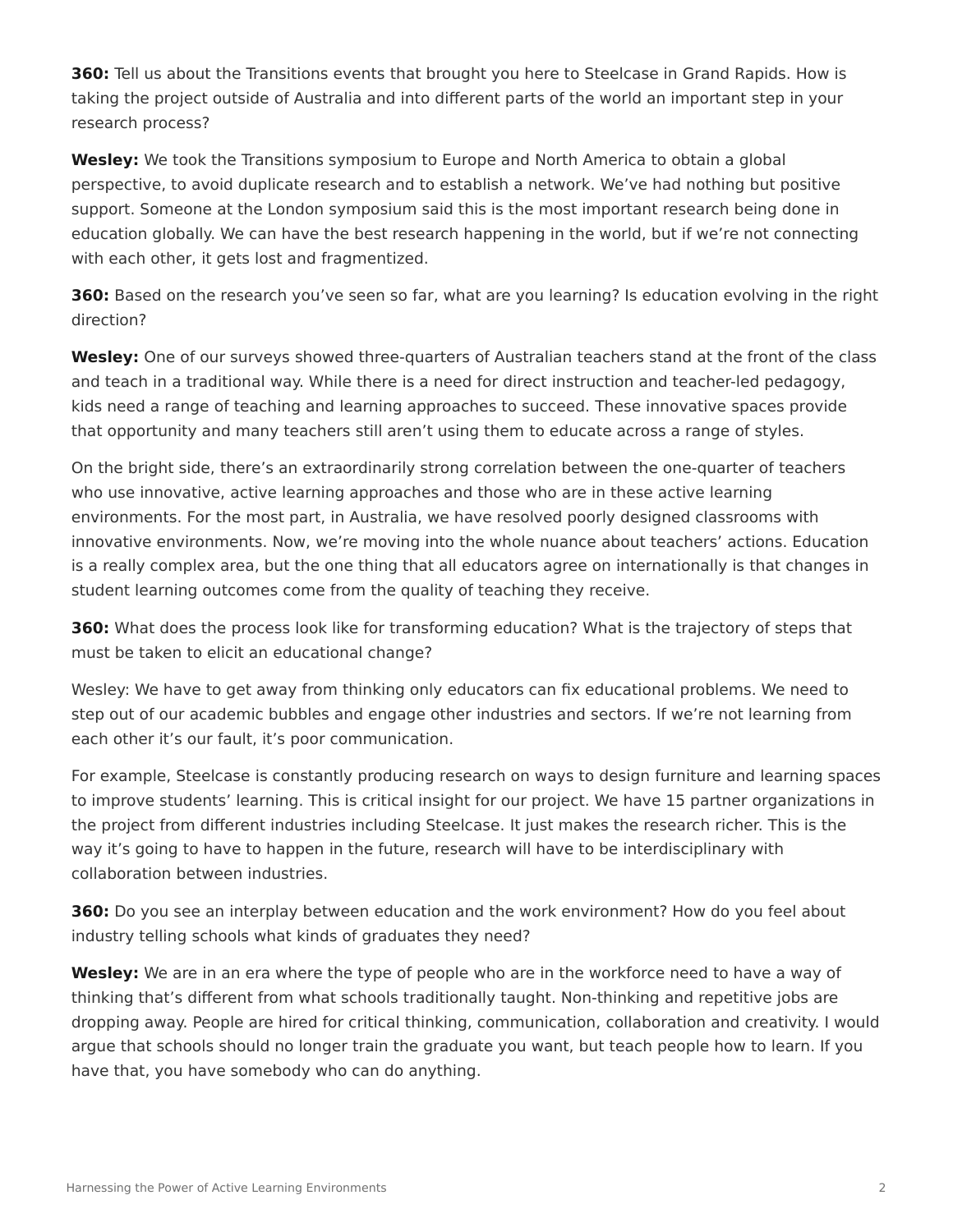**360:** Tell us about the Transitions events that brought you here to Steelcase in Grand Rapids. How is taking the project outside of Australia and into different parts of the world an important step in your research process?

**Wesley:** We took the Transitions symposium to Europe and North America to obtain a global perspective, to avoid duplicate research and to establish a network. We've had nothing but positive support. Someone at the London symposium said this is the most important research being done in education globally. We can have the best research happening in the world, but if we're not connecting with each other, it gets lost and fragmentized.

**360:** Based on the research you've seen so far, what are you learning? Is education evolving in the right direction?

**Wesley:** One of our surveys showed three-quarters of Australian teachers stand at the front of the class and teach in a traditional way. While there is a need for direct instruction and teacher-led pedagogy, kids need a range of teaching and learning approaches to succeed. These innovative spaces provide that opportunity and many teachers still aren't using them to educate across a range of styles.

On the bright side, there's an extraordinarily strong correlation between the one-quarter of teachers who use innovative, active learning approaches and those who are in these active learning environments. For the most part, in Australia, we have resolved poorly designed classrooms with innovative environments. Now, we're moving into the whole nuance about teachers' actions. Education is a really complex area, but the one thing that all educators agree on internationally is that changes in student learning outcomes come from the quality of teaching they receive.

**360:** What does the process look like for transforming education? What is the trajectory of steps that must be taken to elicit an educational change?

Wesley: We have to get away from thinking only educators can fix educational problems. We need to step out of our academic bubbles and engage other industries and sectors. If we're not learning from each other it's our fault, it's poor communication.

For example, Steelcase is constantly producing research on ways to design furniture and learning spaces to improve students' learning. This is critical insight for our project. We have 15 partner organizations in the project from different industries including Steelcase. It just makes the research richer. This is the way it's going to have to happen in the future, research will have to be interdisciplinary with collaboration between industries.

**360:** Do you see an interplay between education and the work environment? How do you feel about industry telling schools what kinds of graduates they need?

**Wesley:** We are in an era where the type of people who are in the workforce need to have a way of thinking that's different from what schools traditionally taught. Non-thinking and repetitive jobs are dropping away. People are hired for critical thinking, communication, collaboration and creativity. I would argue that schools should no longer train the graduate you want, but teach people how to learn. If you have that, you have somebody who can do anything.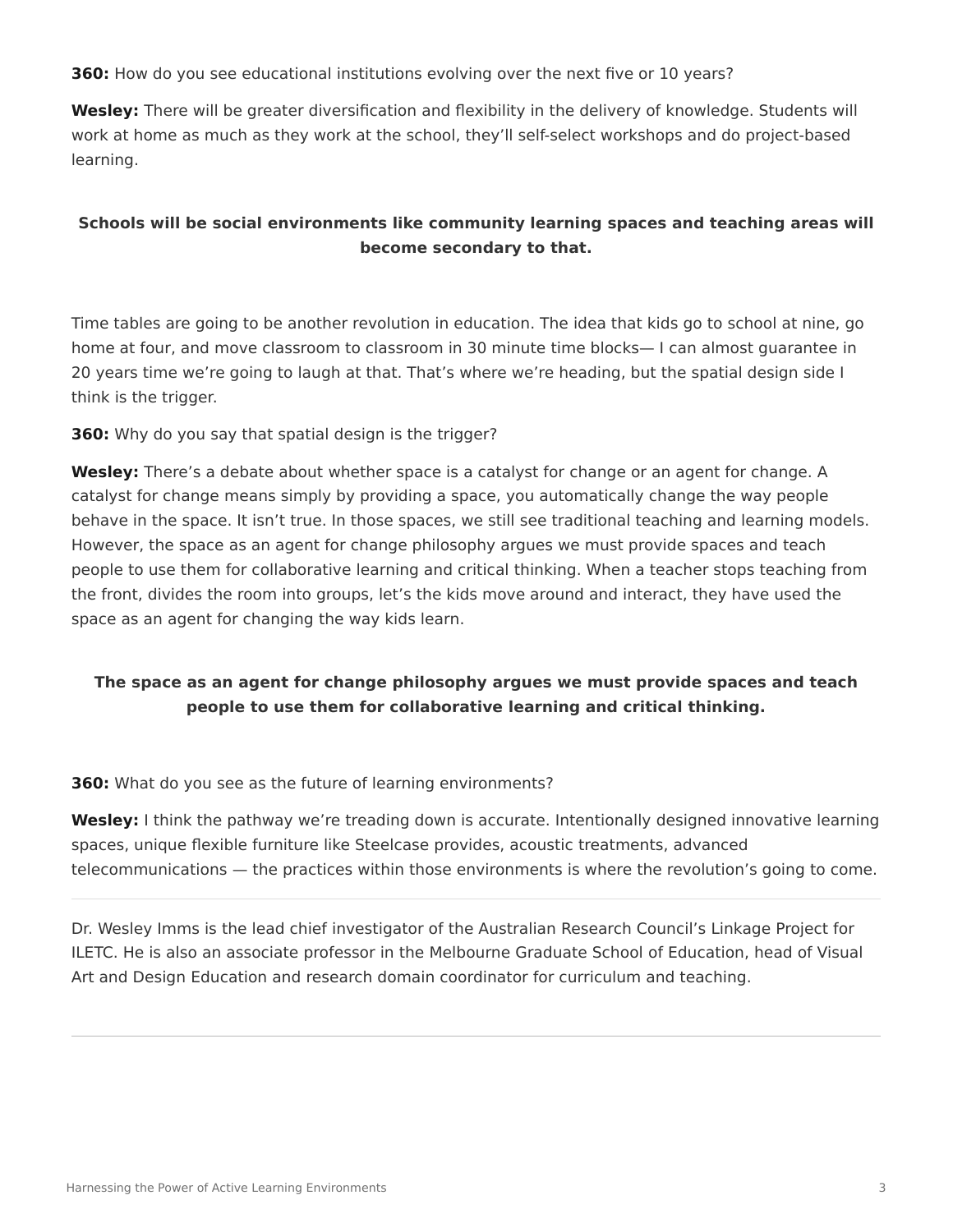**360:** How do you see educational institutions evolving over the next five or 10 years?

**Wesley:** There will be greater diversification and flexibility in the delivery of knowledge. Students will work at home as much as they work at the school, they'll self-select workshops and do project-based learning.

**Schools will be social environments like community learning spaces and teaching areas will become secondary to that.**

Time tables are going to be another revolution in education. The idea that kids go to school at nine, go home at four, and move classroom to classroom in 30 minute time blocks— I can almost guarantee in 20 years time we're going to laugh at that. That's where we're heading, but the spatial design side I think is the trigger.

**360:** Why do you say that spatial design is the trigger?

**Wesley:** There's a debate about whether space is a catalyst for change or an agent for change. A catalyst for change means simply by providing a space, you automatically change the way people behave in the space. It isn't true. In those spaces, we still see traditional teaching and learning models. However, the space as an agent for change philosophy argues we must provide spaces and teach people to use them for collaborative learning and critical thinking. When a teacher stops teaching from the front, divides the room into groups, let's the kids move around and interact, they have used the space as an agent for changing the way kids learn.

**The space as an agent for change philosophy argues we must provide spaces and teach people to use them for collaborative learning and critical thinking.**

**360:** What do you see as the future of learning environments?

**Wesley:** I think the pathway we're treading down is accurate. Intentionally designed innovative learning spaces, unique flexible furniture like Steelcase provides, acoustic treatments, advanced telecommunications — the practices within those environments is where the revolution's going to come.

---

Dr. Wesley Imms is the lead chief investigator of the Australian Research Council's Linkage Project for ILETC. He is also an associate professor in the Melbourne Graduate School of Education, head of Visual Art and Design Education and research domain coordinator for curriculum and teaching.

---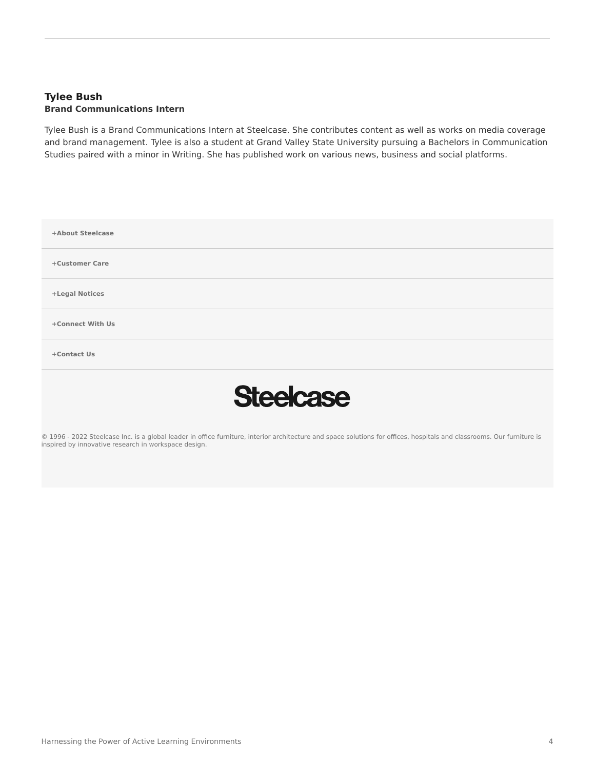**Tylee Bush**
**Brand Communications Intern**

Tylee Bush is a Brand Communications Intern at Steelcase. She contributes content as well as works on media coverage and brand management. Tylee is also a student at Grand Valley State University pursuing a Bachelors in Communication Studies paired with a minor in Writing. She has published work on various news, business and social platforms.

**+About Steelcase**

**+Customer Care**

**+Legal Notices**

**+Connect With Us**

**+Contact Us**

Steelcase

© 1996 - 2022 Steelcase Inc. is a global leader in office furniture, interior architecture and space solutions for offices, hospitals and classrooms. Our furniture is inspired by innovative research in workspace design.